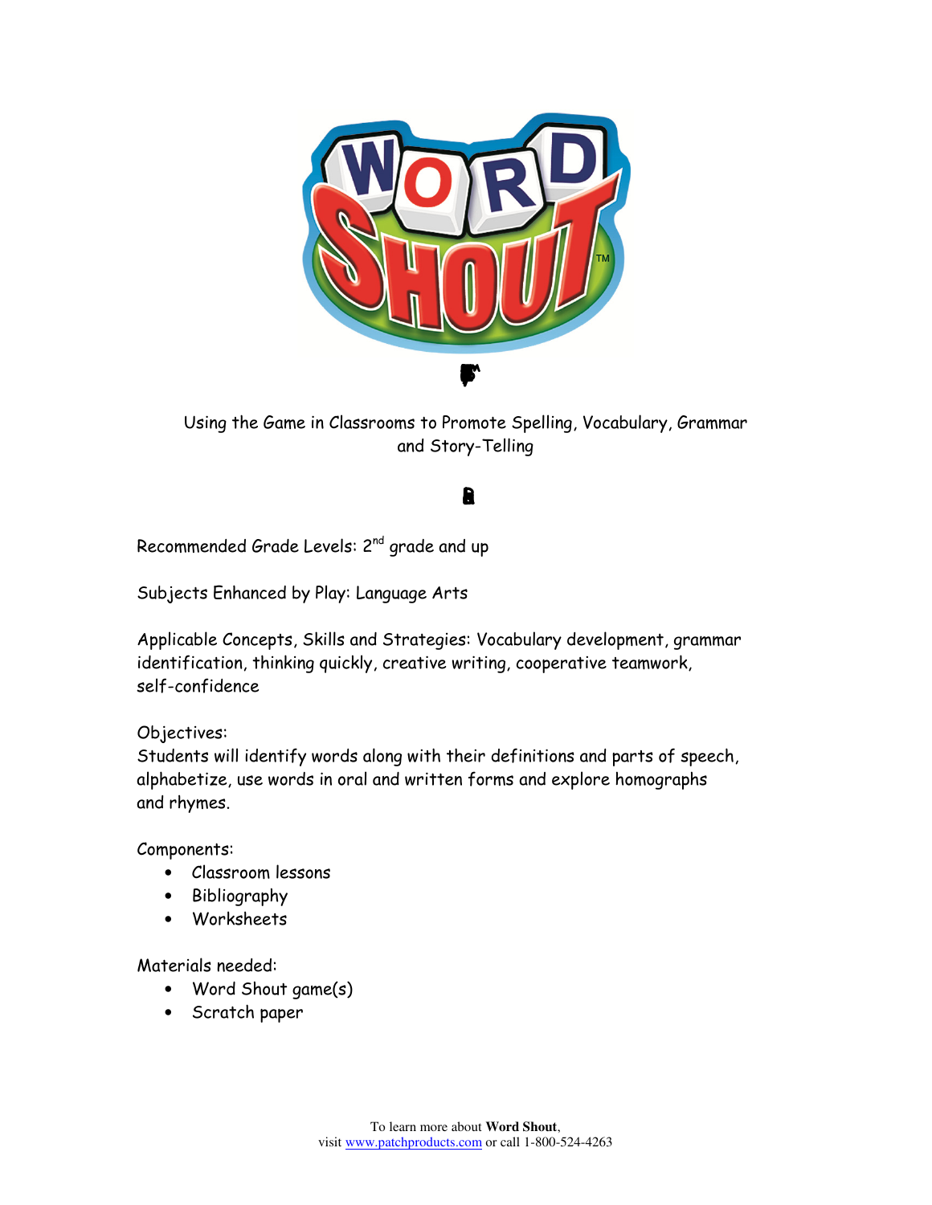Using the Game in Classrooms to Promote Spelling, Vocabulary, Grammar and Story-Telling

Recommended Grade Levels: 2nd grade and up

Subjects Enhanced by Play: Language Arts

Applicable Concepts, Skills and Strategies: Vocabulary development, grammar identification, thinking quickly, creative writing, cooperative teamwork, self-confidence

Objectives:
Students will identify words along with their definitions and parts of speech, alphabetize, use words in oral and written forms and explore homographs and rhymes.

Components:

- Classroom lessons
- Bibliography
- Worksheets

Materials needed:

- Word Shout game(s)
- Scratch paper

To learn more about **Word Shout**,
visit www.patchproducts.com or call 1-800-524-4263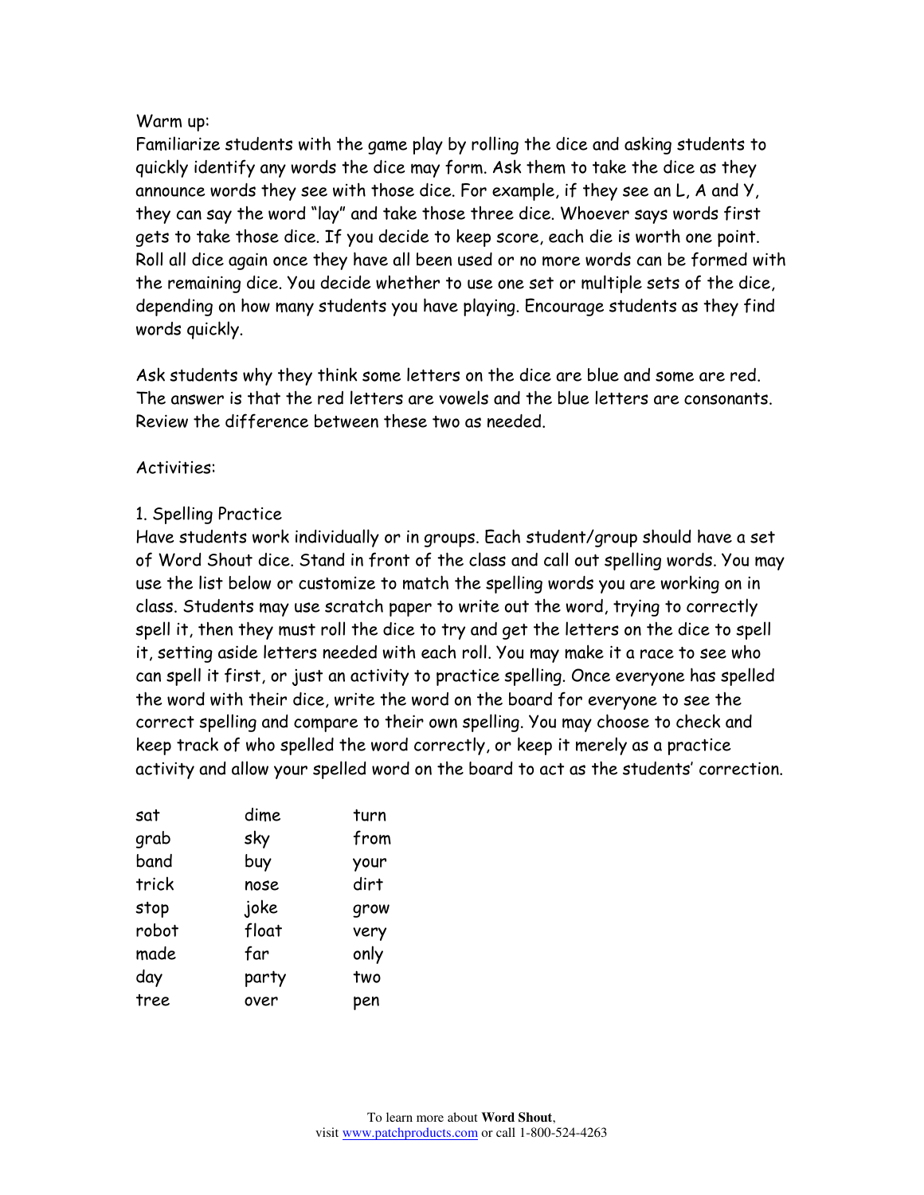Warm up:

Familiarize students with the game play by rolling the dice and asking students to quickly identify any words the dice may form. Ask them to take the dice as they announce words they see with those dice. For example, if they see an L, A and Y, they can say the word "lay" and take those three dice. Whoever says words first gets to take those dice. If you decide to keep score, each die is worth one point. Roll all dice again once they have all been used or no more words can be formed with the remaining dice. You decide whether to use one set or multiple sets of the dice, depending on how many students you have playing. Encourage students as they find words quickly.

Ask students why they think some letters on the dice are blue and some are red. The answer is that the red letters are vowels and the blue letters are consonants. Review the difference between these two as needed.

Activities:

1. Spelling Practice

Have students work individually or in groups. Each student/group should have a set of Word Shout dice. Stand in front of the class and call out spelling words. You may use the list below or customize to match the spelling words you are working on in class. Students may use scratch paper to write out the word, trying to correctly spell it, then they must roll the dice to try and get the letters on the dice to spell it, setting aside letters needed with each roll. You may make it a race to see who can spell it first, or just an activity to practice spelling. Once everyone has spelled the word with their dice, write the word on the board for everyone to see the correct spelling and compare to their own spelling. You may choose to check and keep track of who spelled the word correctly, or keep it merely as a practice activity and allow your spelled word on the board to act as the students' correction.

| | | |
|---|---|---|
| sat | dime | turn |
| grab | sky | from |
| band | buy | your |
| trick | nose | dirt |
| stop | joke | grow |
| robot | float | very |
| made | far | only |
| day | party | two |
| tree | over | pen |

To learn more about **Word Shout**, visit [www.patchproducts.com](http://www.patchproducts.com) or call 1-800-524-4263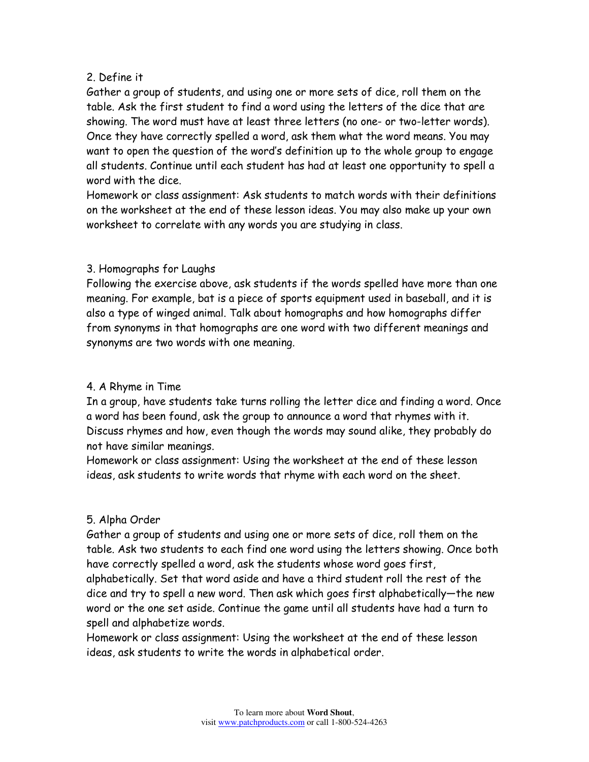### 2. Define it

Gather a group of students, and using one or more sets of dice, roll them on the table. Ask the first student to find a word using the letters of the dice that are showing. The word must have at least three letters (no one- or two-letter words). Once they have correctly spelled a word, ask them what the word means. You may want to open the question of the word's definition up to the whole group to engage all students. Continue until each student has had at least one opportunity to spell a word with the dice.

Homework or class assignment: Ask students to match words with their definitions on the worksheet at the end of these lesson ideas. You may also make up your own worksheet to correlate with any words you are studying in class.

### 3. Homographs for Laughs

Following the exercise above, ask students if the words spelled have more than one meaning. For example, bat is a piece of sports equipment used in baseball, and it is also a type of winged animal. Talk about homographs and how homographs differ from synonyms in that homographs are one word with two different meanings and synonyms are two words with one meaning.

### 4. A Rhyme in Time

In a group, have students take turns rolling the letter dice and finding a word. Once a word has been found, ask the group to announce a word that rhymes with it. Discuss rhymes and how, even though the words may sound alike, they probably do not have similar meanings.

Homework or class assignment: Using the worksheet at the end of these lesson ideas, ask students to write words that rhyme with each word on the sheet.

### 5. Alpha Order

Gather a group of students and using one or more sets of dice, roll them on the table. Ask two students to each find one word using the letters showing. Once both have correctly spelled a word, ask the students whose word goes first, alphabetically. Set that word aside and have a third student roll the rest of the dice and try to spell a new word. Then ask which goes first alphabetically—the new word or the one set aside. Continue the game until all students have had a turn to spell and alphabetize words.

Homework or class assignment: Using the worksheet at the end of these lesson ideas, ask students to write the words in alphabetical order.

To learn more about **Word Shout**,
visit www.patchproducts.com or call 1-800-524-4263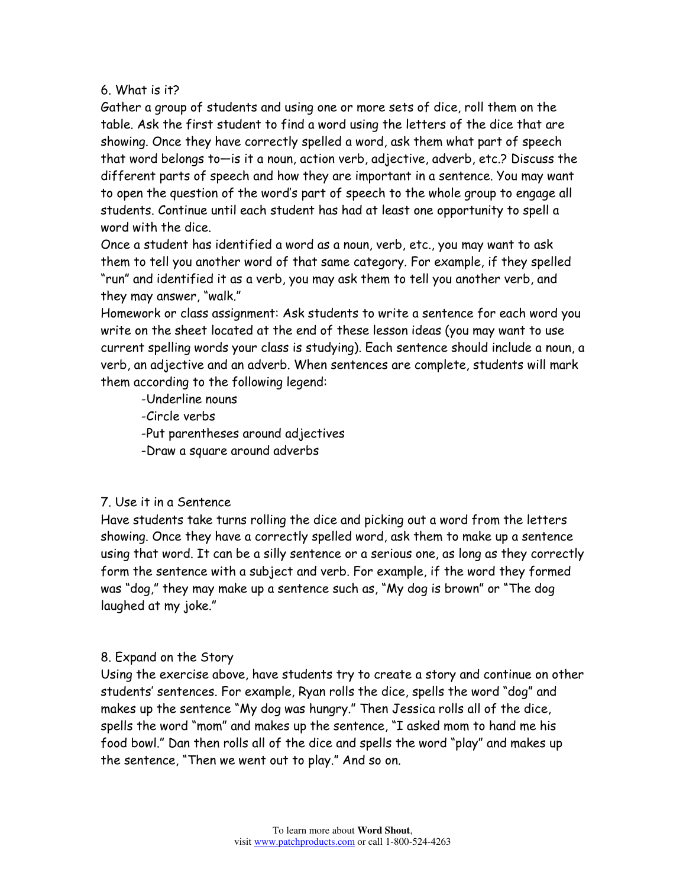### 6. What is it?

Gather a group of students and using one or more sets of dice, roll them on the table. Ask the first student to find a word using the letters of the dice that are showing. Once they have correctly spelled a word, ask them what part of speech that word belongs to—is it a noun, action verb, adjective, adverb, etc.? Discuss the different parts of speech and how they are important in a sentence. You may want to open the question of the word's part of speech to the whole group to engage all students. Continue until each student has had at least one opportunity to spell a word with the dice.

Once a student has identified a word as a noun, verb, etc., you may want to ask them to tell you another word of that same category. For example, if they spelled "run" and identified it as a verb, you may ask them to tell you another verb, and they may answer, "walk."

Homework or class assignment: Ask students to write a sentence for each word you write on the sheet located at the end of these lesson ideas (you may want to use current spelling words your class is studying). Each sentence should include a noun, a verb, an adjective and an adverb. When sentences are complete, students will mark them according to the following legend:

- -Underline nouns
- -Circle verbs
- -Put parentheses around adjectives
- -Draw a square around adverbs

### 7. Use it in a Sentence

Have students take turns rolling the dice and picking out a word from the letters showing. Once they have a correctly spelled word, ask them to make up a sentence using that word. It can be a silly sentence or a serious one, as long as they correctly form the sentence with a subject and verb. For example, if the word they formed was "dog," they may make up a sentence such as, "My dog is brown" or "The dog laughed at my joke."

### 8. Expand on the Story

Using the exercise above, have students try to create a story and continue on other students' sentences. For example, Ryan rolls the dice, spells the word "dog" and makes up the sentence "My dog was hungry." Then Jessica rolls all of the dice, spells the word "mom" and makes up the sentence, "I asked mom to hand me his food bowl." Dan then rolls all of the dice and spells the word "play" and makes up the sentence, "Then we went out to play." And so on.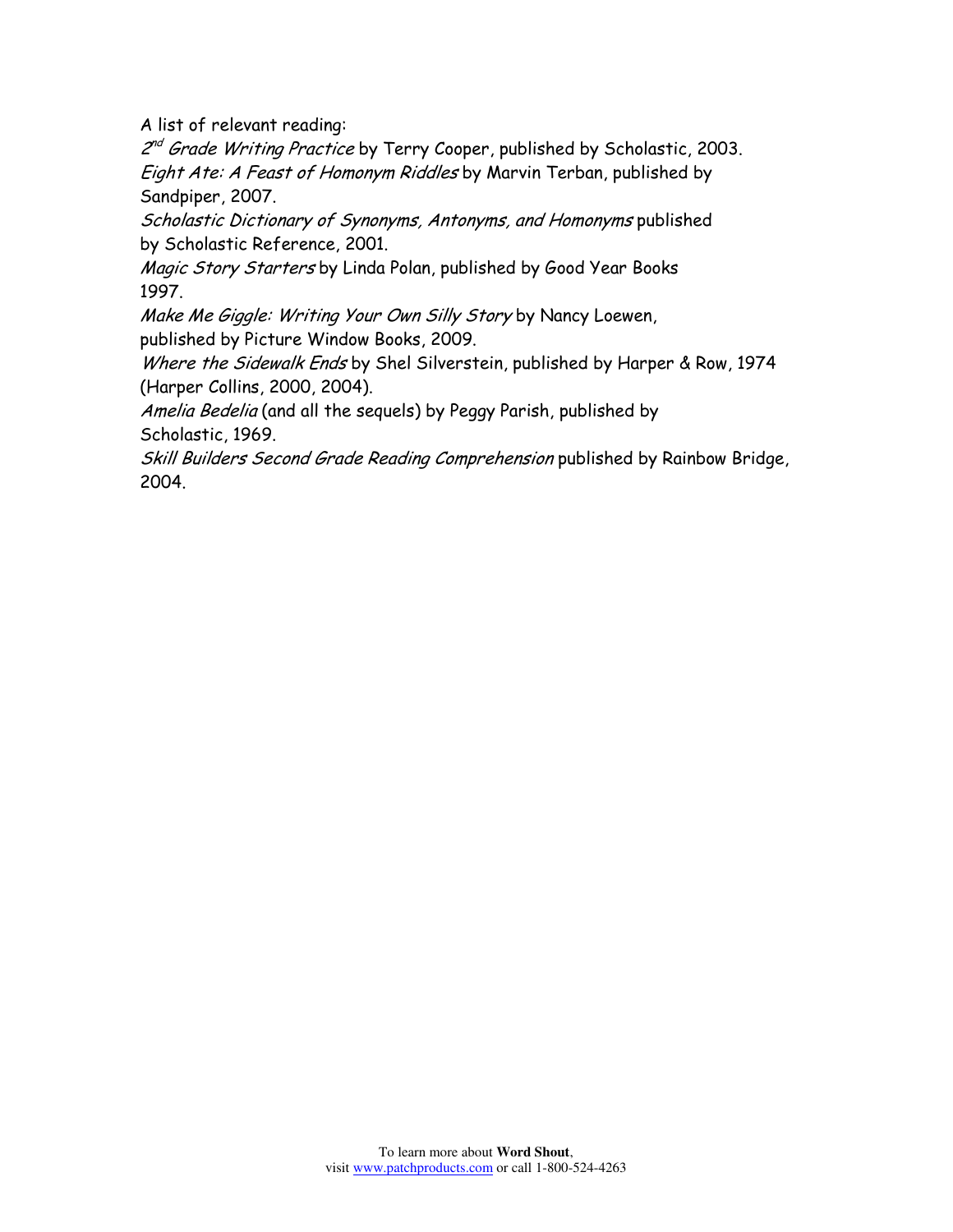A list of relevant reading:

*2nd Grade Writing Practice* by Terry Cooper, published by Scholastic, 2003.
*Eight Ate: A Feast of Homonym Riddles* by Marvin Terban, published by Sandpiper, 2007.
*Scholastic Dictionary of Synonyms, Antonyms, and Homonyms* published by Scholastic Reference, 2001.
*Magic Story Starters* by Linda Polan, published by Good Year Books 1997.
*Make Me Giggle: Writing Your Own Silly Story* by Nancy Loewen, published by Picture Window Books, 2009.
*Where the Sidewalk Ends* by Shel Silverstein, published by Harper & Row, 1974 (Harper Collins, 2000, 2004).
*Amelia Bedelia* (and all the sequels) by Peggy Parish, published by Scholastic, 1969.
*Skill Builders Second Grade Reading Comprehension* published by Rainbow Bridge, 2004.

To learn more about **Word Shout**,
visit www.patchproducts.com or call 1-800-524-4263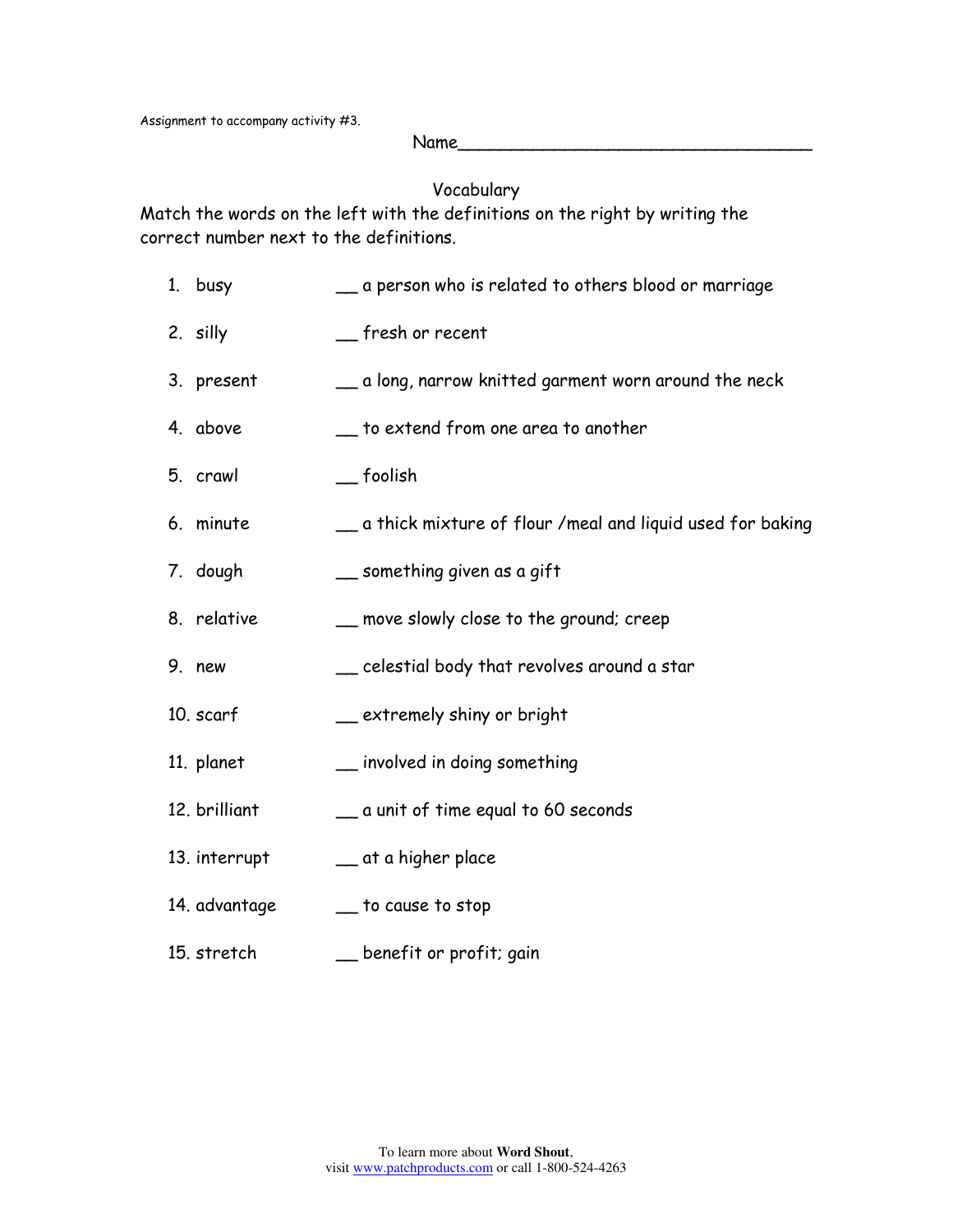Assignment to accompany activity #3.

Name___________________________________

## Vocabulary

Match the words on the left with the definitions on the right by writing the correct number next to the definitions.

| | |
|---|---|
| 1. busy | __ a person who is related to others blood or marriage |
| 2. silly | __ fresh or recent |
| 3. present | __ a long, narrow knitted garment worn around the neck |
| 4. above | __ to extend from one area to another |
| 5. crawl | __ foolish |
| 6. minute | __ a thick mixture of flour /meal and liquid used for baking |
| 7. dough | __ something given as a gift |
| 8. relative | __ move slowly close to the ground; creep |
| 9. new | __ celestial body that revolves around a star |
| 10. scarf | __ extremely shiny or bright |
| 11. planet | __ involved in doing something |
| 12. brilliant | __ a unit of time equal to 60 seconds |
| 13. interrupt | __ at a higher place |
| 14. advantage | __ to cause to stop |
| 15. stretch | __ benefit or profit; gain |

To learn more about **Word Shout**,
visit www.patchproducts.com or call 1-800-524-4263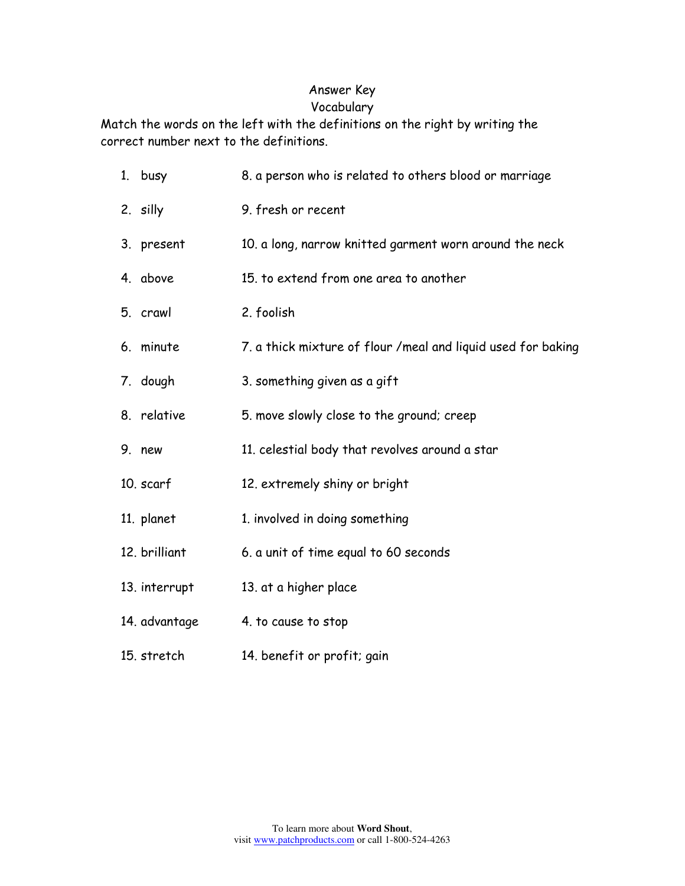# Answer Key

## Vocabulary

Match the words on the left with the definitions on the right by writing the correct number next to the definitions.

| | |
|---|---|
| 1. busy | 8. a person who is related to others blood or marriage |
| 2. silly | 9. fresh or recent |
| 3. present | 10. a long, narrow knitted garment worn around the neck |
| 4. above | 15. to extend from one area to another |
| 5. crawl | 2. foolish |
| 6. minute | 7. a thick mixture of flour /meal and liquid used for baking |
| 7. dough | 3. something given as a gift |
| 8. relative | 5. move slowly close to the ground; creep |
| 9. new | 11. celestial body that revolves around a star |
| 10. scarf | 12. extremely shiny or bright |
| 11. planet | 1. involved in doing something |
| 12. brilliant | 6. a unit of time equal to 60 seconds |
| 13. interrupt | 13. at a higher place |
| 14. advantage | 4. to cause to stop |
| 15. stretch | 14. benefit or profit; gain |

To learn more about **Word Shout**,
visit www.patchproducts.com or call 1-800-524-4263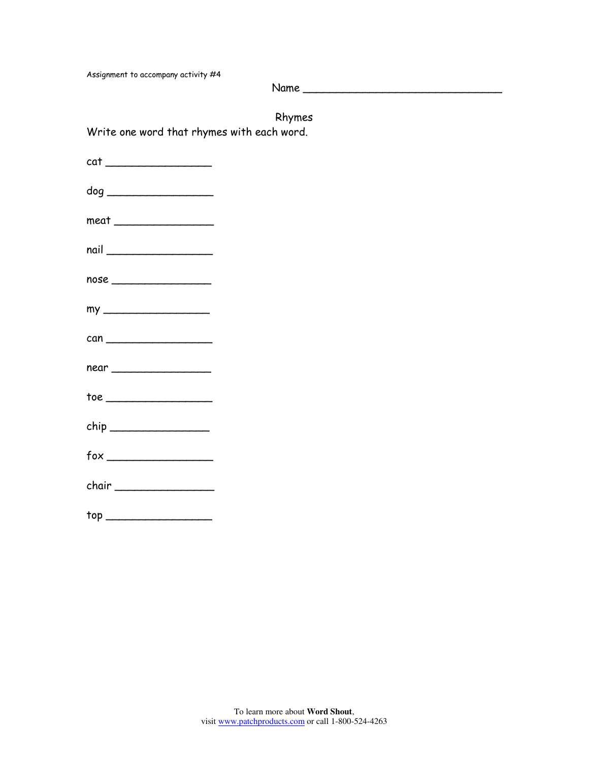Assignment to accompany activity #4

Name ______________________________

## Rhymes

Write one word that rhymes with each word.

cat ________________

dog ________________

meat _______________

nail ________________

nose _______________

my ________________

can ________________

near _______________

toe ________________

chip _______________

fox ________________

chair _______________

top ________________

To learn more about **Word Shout**,
visit www.patchproducts.com or call 1-800-524-4263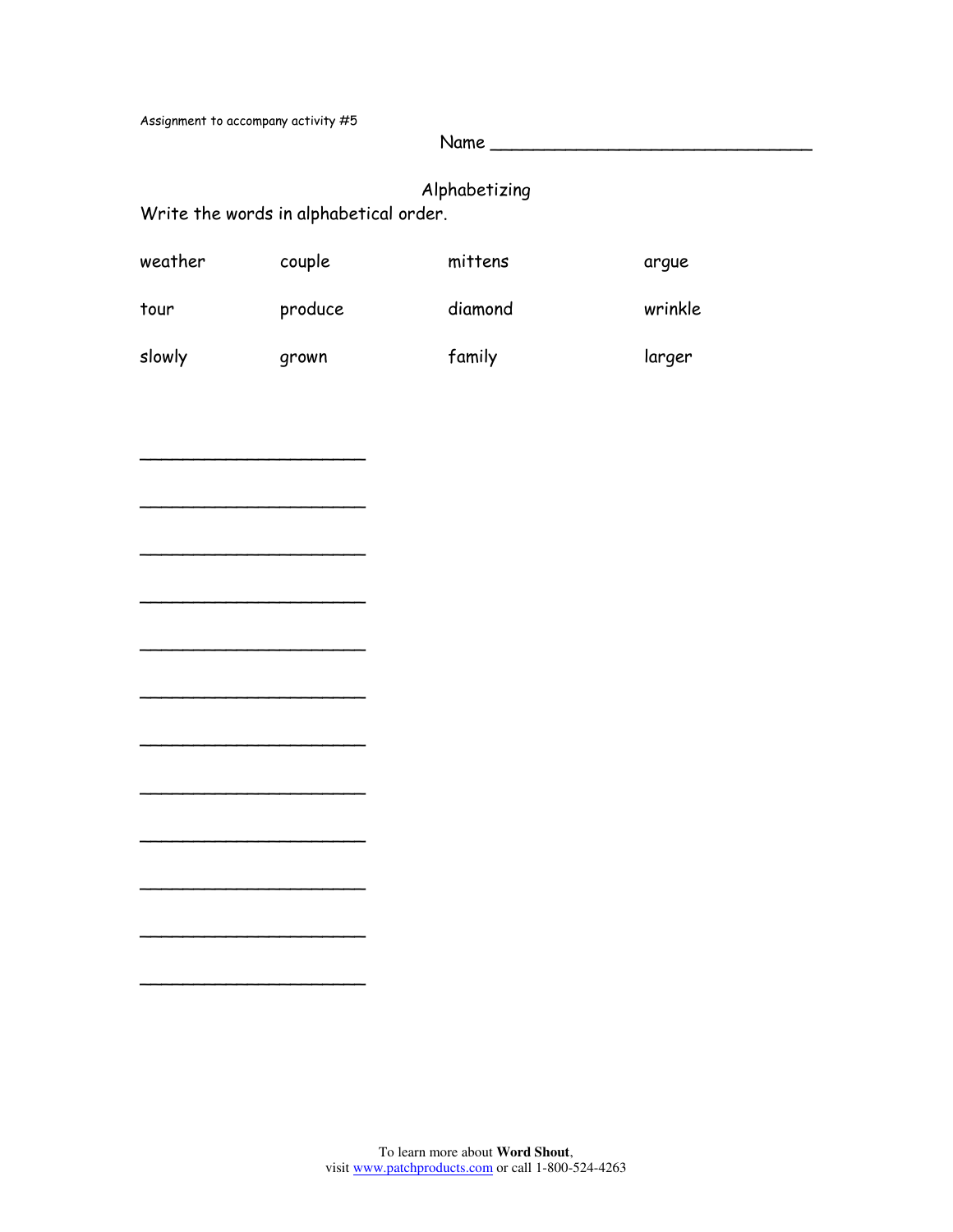Assignment to accompany activity #5

Name ______________________________

## Alphabetizing

Write the words in alphabetical order.

| | | | |
|---|---|---|---|
| weather | couple | mittens | argue |
| tour | produce | diamond | wrinkle |
| slowly | grown | family | larger |

_____________________

_____________________

_____________________

_____________________

_____________________

_____________________

_____________________

_____________________

_____________________

_____________________

_____________________

_____________________

To learn more about **Word Shout**,
visit www.patchproducts.com or call 1-800-524-4263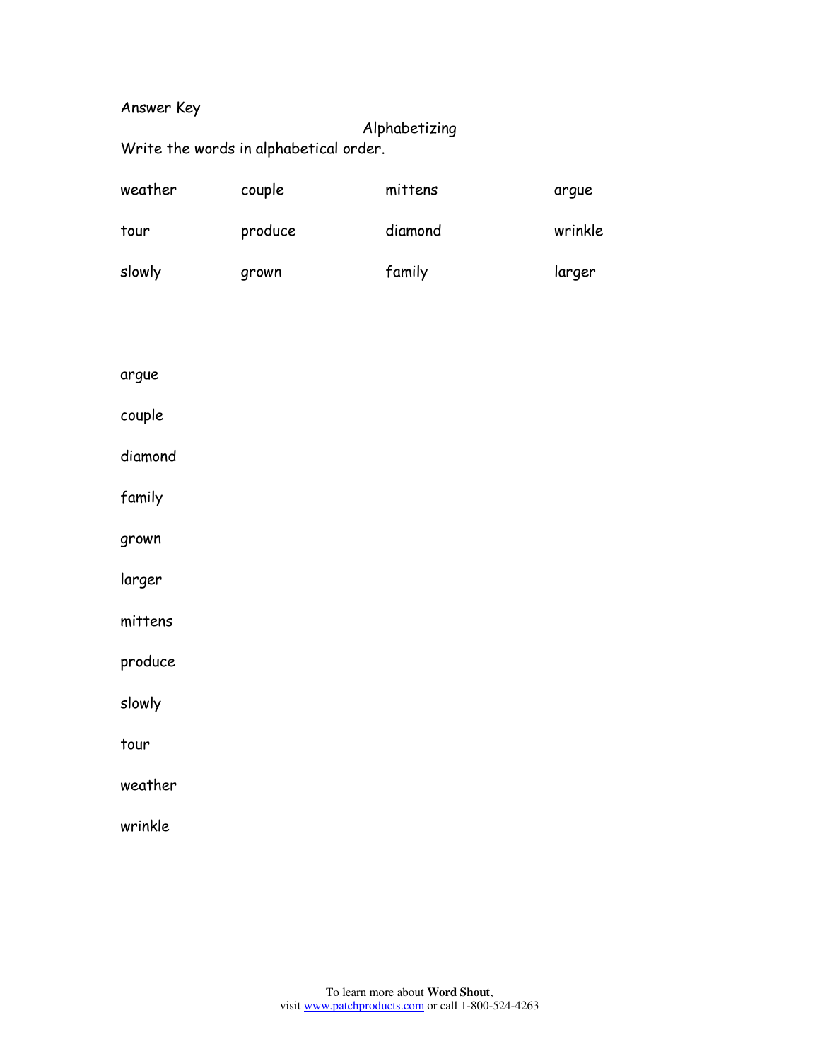Answer Key

## Alphabetizing

Write the words in alphabetical order.

| weather | couple | mittens | argue |
|---|---|---|---|
| tour | produce | diamond | wrinkle |
| slowly | grown | family | larger |

argue

couple

diamond

family

grown

larger

mittens

produce

slowly

tour

weather

wrinkle

To learn more about **Word Shout**,
visit www.patchproducts.com or call 1-800-524-4263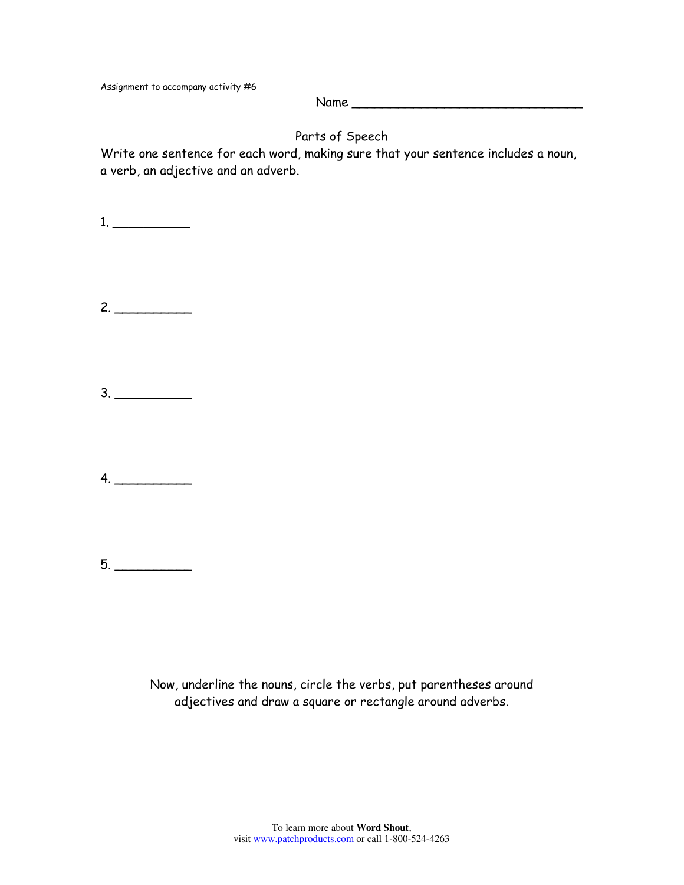Assignment to accompany activity #6

Name ______________________________

## Parts of Speech

Write one sentence for each word, making sure that your sentence includes a noun, a verb, an adjective and an adverb.

1. __________

2. __________

3. __________

4. __________

5. __________

Now, underline the nouns, circle the verbs, put parentheses around adjectives and draw a square or rectangle around adverbs.

To learn more about **Word Shout**,
visit [www.patchproducts.com](http://www.patchproducts.com) or call 1-800-524-4263